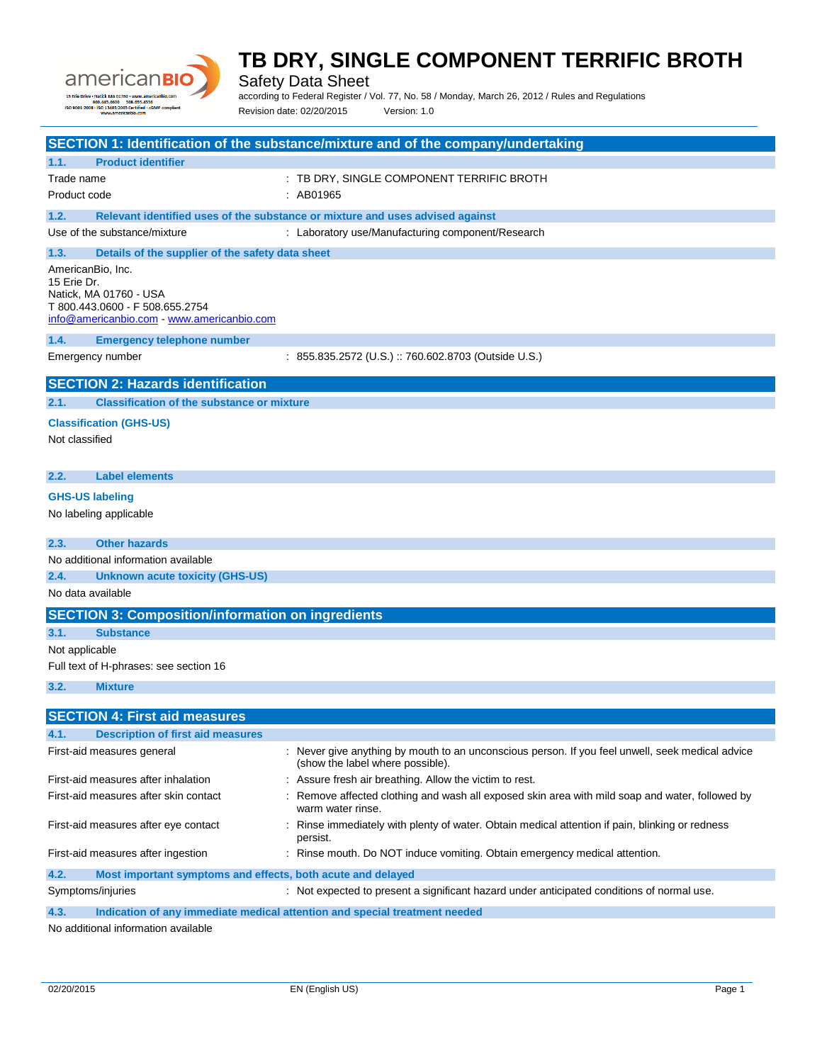# TB DRY, SINGLE COMPONENT TERRIFIC BROTH

Safety Data Sheet

according to Federal Register / Vol. 77, No. 58 / Monday, March 26, 2012 / Rules and Regulations

Revision date: 02/20/2015 Version: 1.0

## SECTION 1: Identification of the substance/mixture and of the company/undertaking

### 1.1. Product identifier

Trade name : TB DRY, SINGLE COMPONENT TERRIFIC BROTH

Product code : AB01965

### 1.2. Relevant identified uses of the substance or mixture and uses advised against

Use of the substance/mixture : Laboratory use/Manufacturing component/Research

### 1.3. Details of the supplier of the safety data sheet

AmericanBio, Inc.
15 Erie Dr.
Natick, MA 01760 - USA
T 800.443.0600 - F 508.655.2754
info@americanbio.com - www.americanbio.com

### 1.4. Emergency telephone number

Emergency number : 855.835.2572 (U.S.) :: 760.602.8703 (Outside U.S.)

## SECTION 2: Hazards identification

### 2.1. Classification of the substance or mixture

**Classification (GHS-US)**

Not classified

### 2.2. Label elements

**GHS-US labeling**

No labeling applicable

### 2.3. Other hazards

No additional information available

### 2.4. Unknown acute toxicity (GHS-US)

No data available

## SECTION 3: Composition/information on ingredients

### 3.1. Substance

Not applicable

Full text of H-phrases: see section 16

### 3.2. Mixture

## SECTION 4: First aid measures

### 4.1. Description of first aid measures

First-aid measures general : Never give anything by mouth to an unconscious person. If you feel unwell, seek medical advice (show the label where possible).

First-aid measures after inhalation : Assure fresh air breathing. Allow the victim to rest.

First-aid measures after skin contact : Remove affected clothing and wash all exposed skin area with mild soap and water, followed by warm water rinse.

First-aid measures after eye contact : Rinse immediately with plenty of water. Obtain medical attention if pain, blinking or redness persist.

First-aid measures after ingestion : Rinse mouth. Do NOT induce vomiting. Obtain emergency medical attention.

### 4.2. Most important symptoms and effects, both acute and delayed

Symptoms/injuries : Not expected to present a significant hazard under anticipated conditions of normal use.

### 4.3. Indication of any immediate medical attention and special treatment needed

No additional information available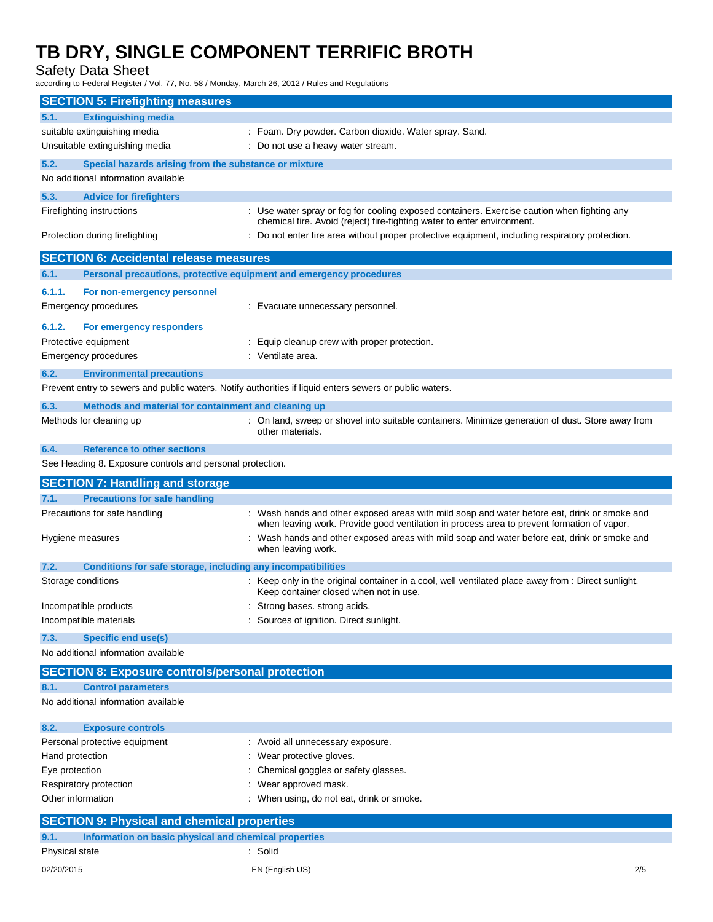## SECTION 5: Firefighting measures

### 5.1. Extinguishing media

| | |
|---|---|
| suitable extinguishing media | : Foam. Dry powder. Carbon dioxide. Water spray. Sand. |
| Unsuitable extinguishing media | : Do not use a heavy water stream. |

### 5.2. Special hazards arising from the substance or mixture

No additional information available

### 5.3. Advice for firefighters

| | |
|---|---|
| Firefighting instructions | : Use water spray or fog for cooling exposed containers. Exercise caution when fighting any chemical fire. Avoid (reject) fire-fighting water to enter environment. |
| Protection during firefighting | : Do not enter fire area without proper protective equipment, including respiratory protection. |

## SECTION 6: Accidental release measures

### 6.1. Personal precautions, protective equipment and emergency procedures

#### 6.1.1. For non-emergency personnel

| | |
|---|---|
| Emergency procedures | : Evacuate unnecessary personnel. |

#### 6.1.2. For emergency responders

| | |
|---|---|
| Protective equipment | : Equip cleanup crew with proper protection. |
| Emergency procedures | : Ventilate area. |

### 6.2. Environmental precautions

Prevent entry to sewers and public waters. Notify authorities if liquid enters sewers or public waters.

### 6.3. Methods and material for containment and cleaning up

| | |
|---|---|
| Methods for cleaning up | : On land, sweep or shovel into suitable containers. Minimize generation of dust. Store away from other materials. |

### 6.4. Reference to other sections

See Heading 8. Exposure controls and personal protection.

## SECTION 7: Handling and storage

### 7.1. Precautions for safe handling

| | |
|---|---|
| Precautions for safe handling | : Wash hands and other exposed areas with mild soap and water before eat, drink or smoke and when leaving work. Provide good ventilation in process area to prevent formation of vapor. |
| Hygiene measures | : Wash hands and other exposed areas with mild soap and water before eat, drink or smoke and when leaving work. |

### 7.2. Conditions for safe storage, including any incompatibilities

| | |
|---|---|
| Storage conditions | : Keep only in the original container in a cool, well ventilated place away from : Direct sunlight. Keep container closed when not in use. |
| Incompatible products | : Strong bases. strong acids. |
| Incompatible materials | : Sources of ignition. Direct sunlight. |

### 7.3. Specific end use(s)

No additional information available

## SECTION 8: Exposure controls/personal protection

### 8.1. Control parameters

No additional information available

### 8.2. Exposure controls

| | |
|---|---|
| Personal protective equipment | : Avoid all unnecessary exposure. |
| Hand protection | : Wear protective gloves. |
| Eye protection | : Chemical goggles or safety glasses. |
| Respiratory protection | : Wear approved mask. |
| Other information | : When using, do not eat, drink or smoke. |

## SECTION 9: Physical and chemical properties

### 9.1. Information on basic physical and chemical properties

| | |
|---|---|
| Physical state | : Solid |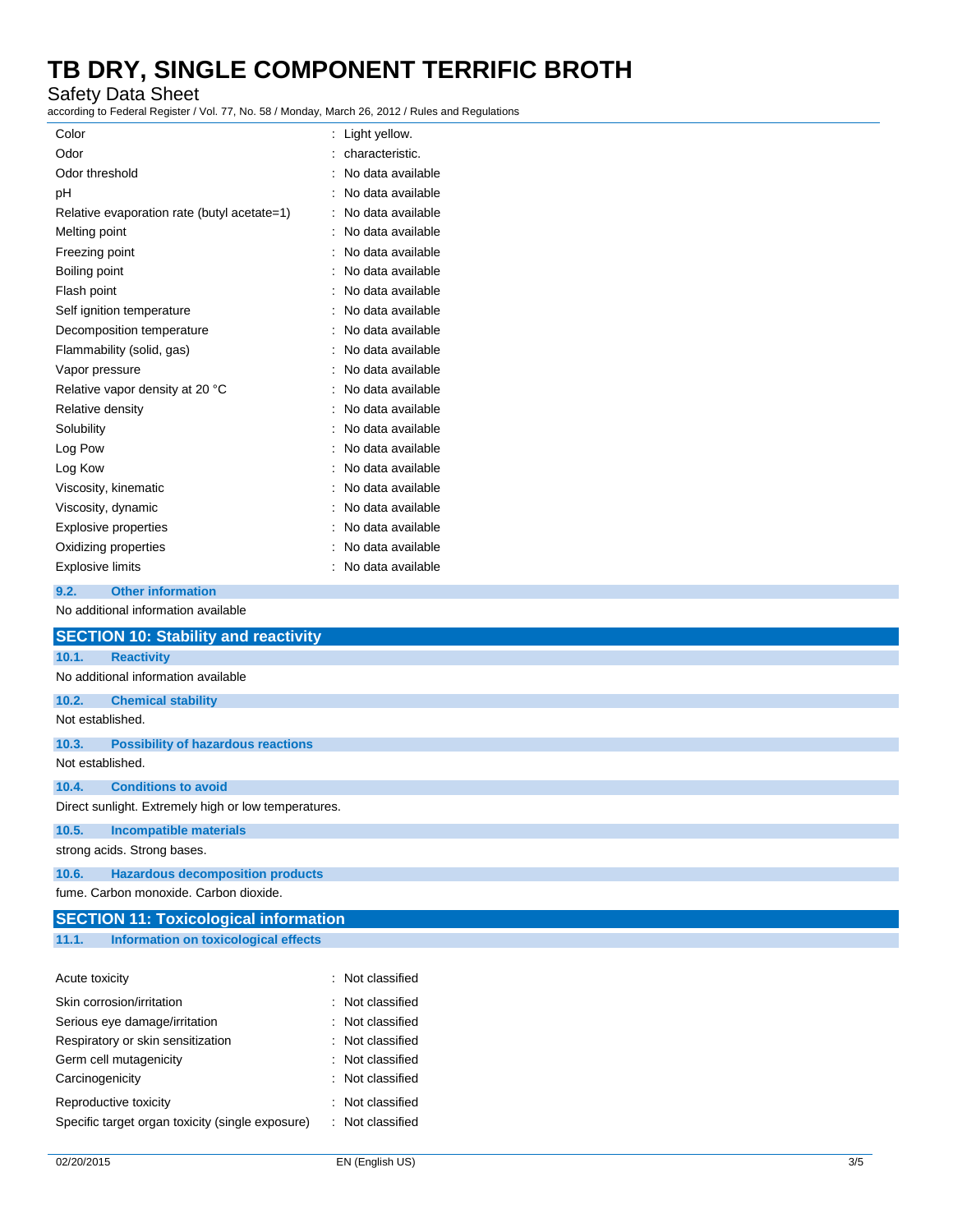| | |
|---|---|
| Color | : Light yellow. |
| Odor | : characteristic. |
| Odor threshold | : No data available |
| pH | : No data available |
| Relative evaporation rate (butyl acetate=1) | : No data available |
| Melting point | : No data available |
| Freezing point | : No data available |
| Boiling point | : No data available |
| Flash point | : No data available |
| Self ignition temperature | : No data available |
| Decomposition temperature | : No data available |
| Flammability (solid, gas) | : No data available |
| Vapor pressure | : No data available |
| Relative vapor density at 20 °C | : No data available |
| Relative density | : No data available |
| Solubility | : No data available |
| Log Pow | : No data available |
| Log Kow | : No data available |
| Viscosity, kinematic | : No data available |
| Viscosity, dynamic | : No data available |
| Explosive properties | : No data available |
| Oxidizing properties | : No data available |
| Explosive limits | : No data available |

### 9.2. Other information

No additional information available

## SECTION 10: Stability and reactivity

### 10.1. Reactivity

No additional information available

### 10.2. Chemical stability

Not established.

### 10.3. Possibility of hazardous reactions

Not established.

### 10.4. Conditions to avoid

Direct sunlight. Extremely high or low temperatures.

### 10.5. Incompatible materials

strong acids. Strong bases.

### 10.6. Hazardous decomposition products

fume. Carbon monoxide. Carbon dioxide.

## SECTION 11: Toxicological information

### 11.1. Information on toxicological effects

| | |
|---|---|
| Acute toxicity | : Not classified |
| Skin corrosion/irritation | : Not classified |
| Serious eye damage/irritation | : Not classified |
| Respiratory or skin sensitization | : Not classified |
| Germ cell mutagenicity | : Not classified |
| Carcinogenicity | : Not classified |
| Reproductive toxicity | : Not classified |
| Specific target organ toxicity (single exposure) | : Not classified |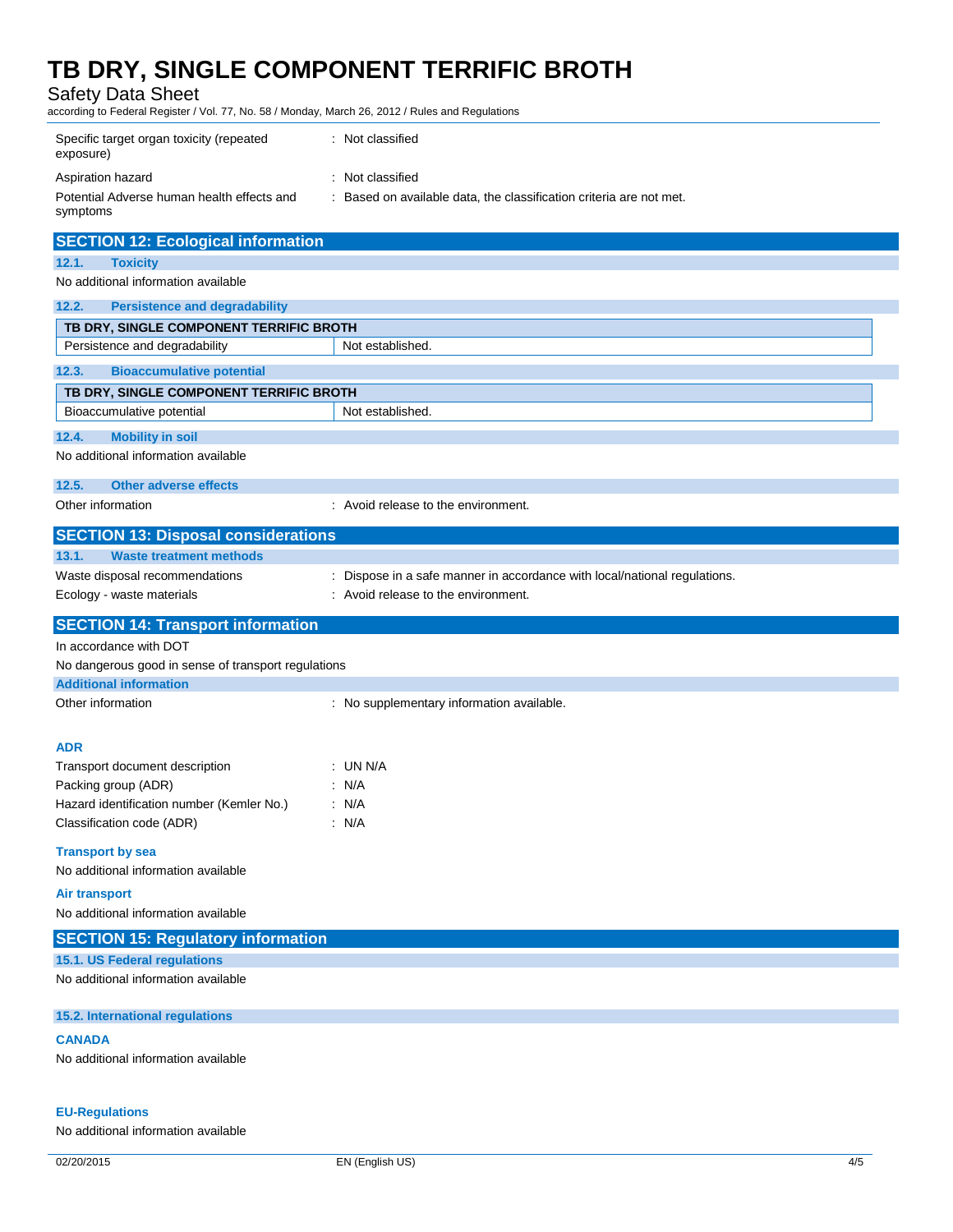Specific target organ toxicity (repeated exposure) : Not classified

Aspiration hazard : Not classified

Potential Adverse human health effects and symptoms : Based on available data, the classification criteria are not met.

## SECTION 12: Ecological information

### 12.1. Toxicity

No additional information available

### 12.2. Persistence and degradability

| TB DRY, SINGLE COMPONENT TERRIFIC BROTH | |
|---|---|
| Persistence and degradability | Not established. |

### 12.3. Bioaccumulative potential

| TB DRY, SINGLE COMPONENT TERRIFIC BROTH | |
|---|---|
| Bioaccumulative potential | Not established. |

### 12.4. Mobility in soil

No additional information available

### 12.5. Other adverse effects

Other information : Avoid release to the environment.

## SECTION 13: Disposal considerations

### 13.1. Waste treatment methods

Waste disposal recommendations : Dispose in a safe manner in accordance with local/national regulations.

Ecology - waste materials : Avoid release to the environment.

## SECTION 14: Transport information

In accordance with DOT

No dangerous good in sense of transport regulations

### Additional information

Other information : No supplementary information available.

### ADR

Transport document description : UN N/A

Packing group (ADR) : N/A

Hazard identification number (Kemler No.) : N/A

Classification code (ADR) : N/A

### Transport by sea

No additional information available

### Air transport

No additional information available

## SECTION 15: Regulatory information

### 15.1. US Federal regulations

No additional information available

### 15.2. International regulations

#### CANADA

No additional information available

#### EU-Regulations

No additional information available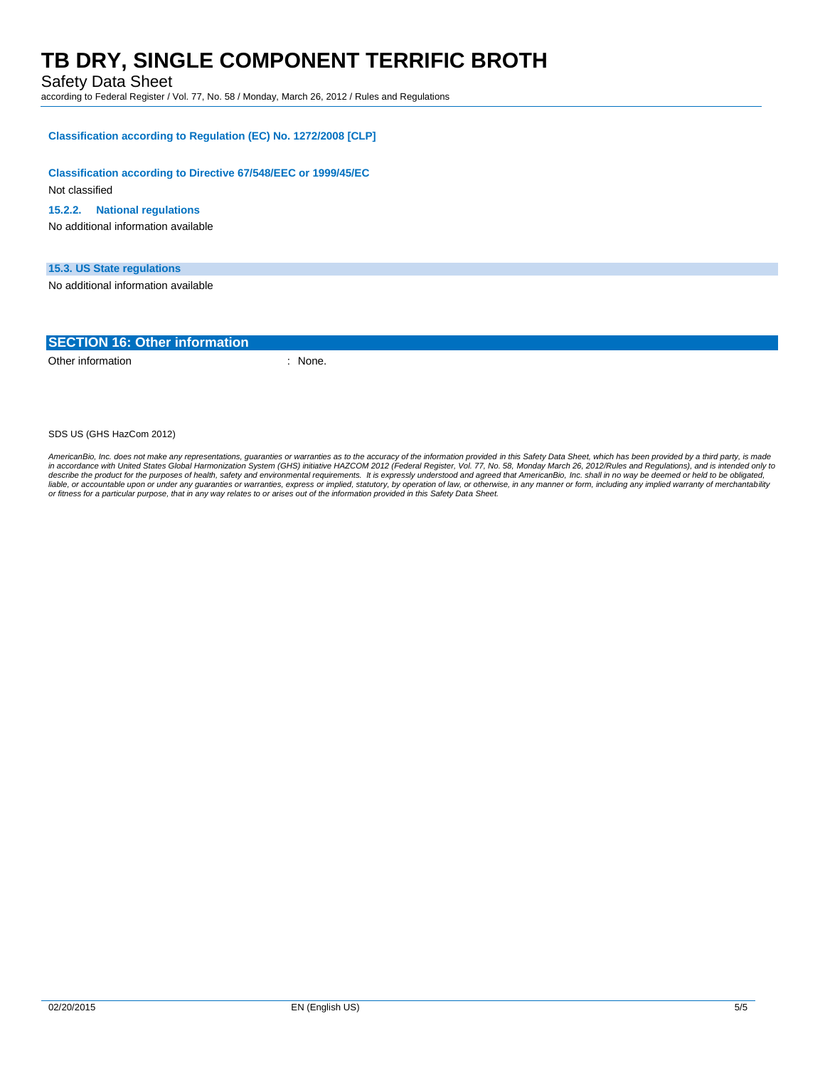**Classification according to Regulation (EC) No. 1272/2008 [CLP]**

**Classification according to Directive 67/548/EEC or 1999/45/EC**

Not classified

### 15.2.2. National regulations

No additional information available

### 15.3. US State regulations

No additional information available

## SECTION 16: Other information

Other information : None.

SDS US (GHS HazCom 2012)

*AmericanBio, Inc. does not make any representations, guaranties or warranties as to the accuracy of the information provided in this Safety Data Sheet, which has been provided by a third party, is made in accordance with United States Global Harmonization System (GHS) initiative HAZCOM 2012 (Federal Register, Vol. 77, No. 58, Monday March 26, 2012/Rules and Regulations), and is intended only to describe the product for the purposes of health, safety and environmental requirements. It is expressly understood and agreed that AmericanBio, Inc. shall in no way be deemed or held to be obligated, liable, or accountable upon or under any guaranties or warranties, express or implied, statutory, by operation of law, or otherwise, in any manner or form, including any implied warranty of merchantability or fitness for a particular purpose, that in any way relates to or arises out of the information provided in this Safety Data Sheet.*